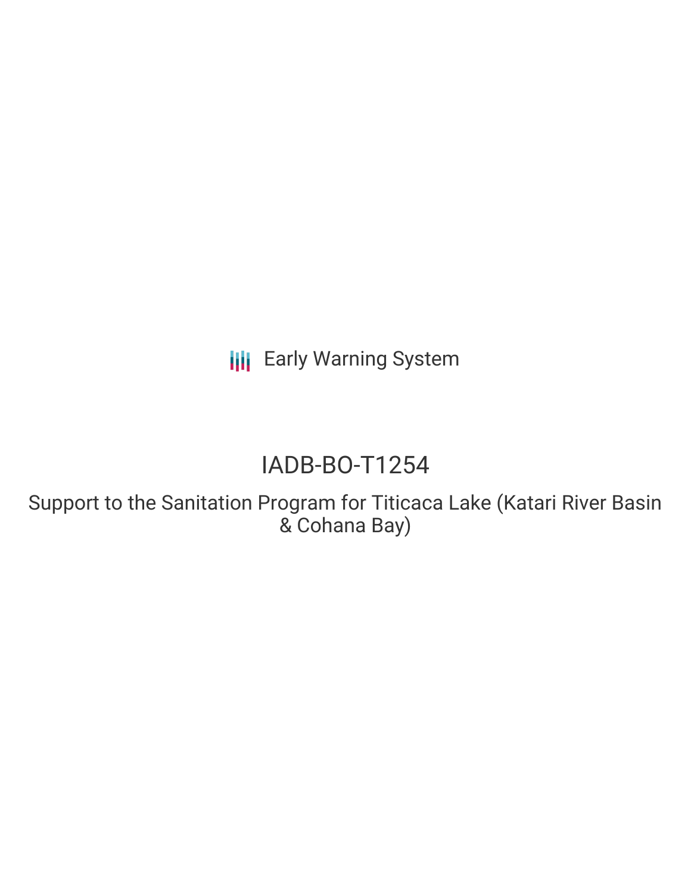Early Warning System

# IADB-BO-T1254

## Support to the Sanitation Program for Titicaca Lake (Katari River Basin & Cohana Bay)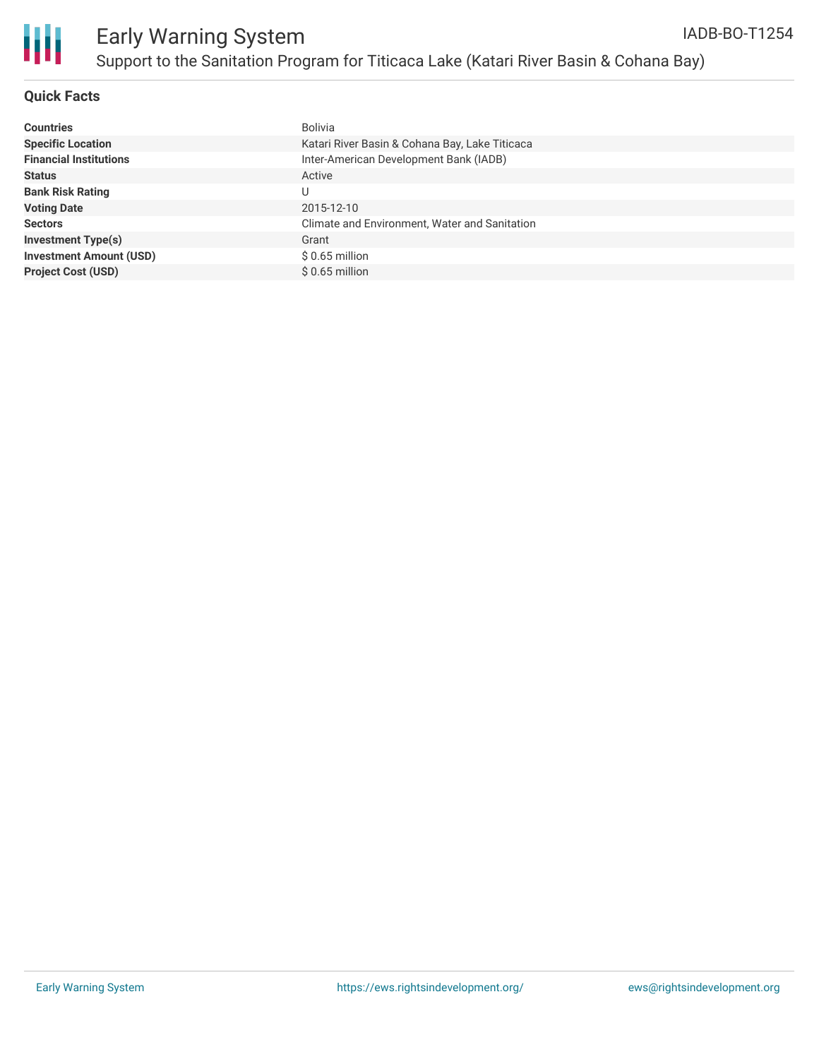# Support to the Sanitation Program for Titicaca Lake (Katari River Basin & Cohana Bay)

IADB-BO-T1254

## Quick Facts

| | |
|---|---|
| **Countries** | Bolivia |
| **Specific Location** | Katari River Basin & Cohana Bay, Lake Titicaca |
| **Financial Institutions** | Inter-American Development Bank (IADB) |
| **Status** | Active |
| **Bank Risk Rating** | U |
| **Voting Date** | 2015-12-10 |
| **Sectors** | Climate and Environment, Water and Sanitation |
| **Investment Type(s)** | Grant |
| **Investment Amount (USD)** | $ 0.65 million |
| **Project Cost (USD)** | $ 0.65 million |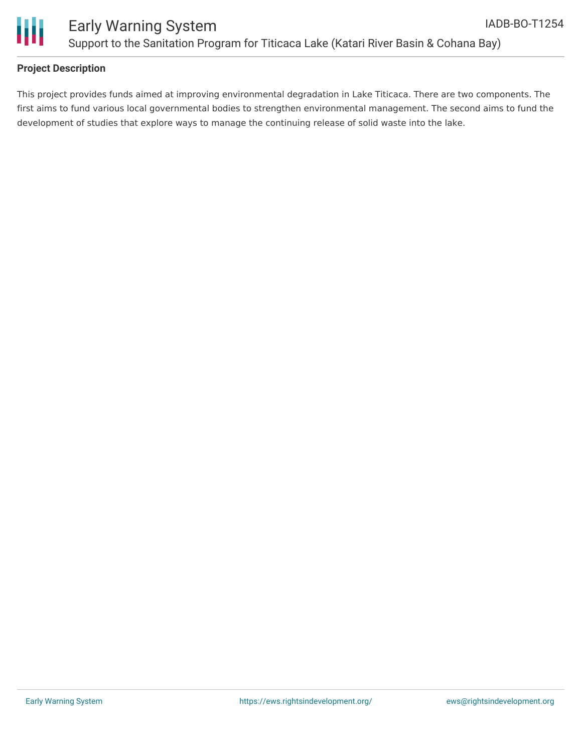### Project Description

This project provides funds aimed at improving environmental degradation in Lake Titicaca. There are two components. The first aims to fund various local governmental bodies to strengthen environmental management. The second aims to fund the development of studies that explore ways to manage the continuing release of solid waste into the lake.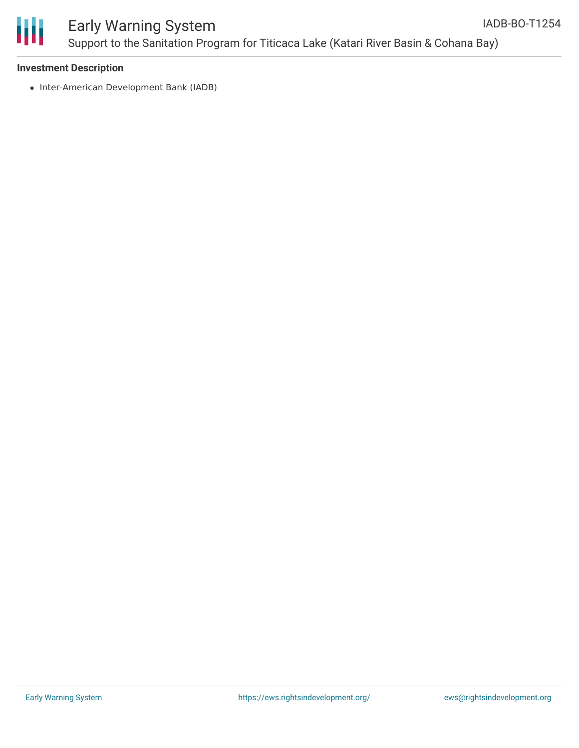**Investment Description**

- Inter-American Development Bank (IADB)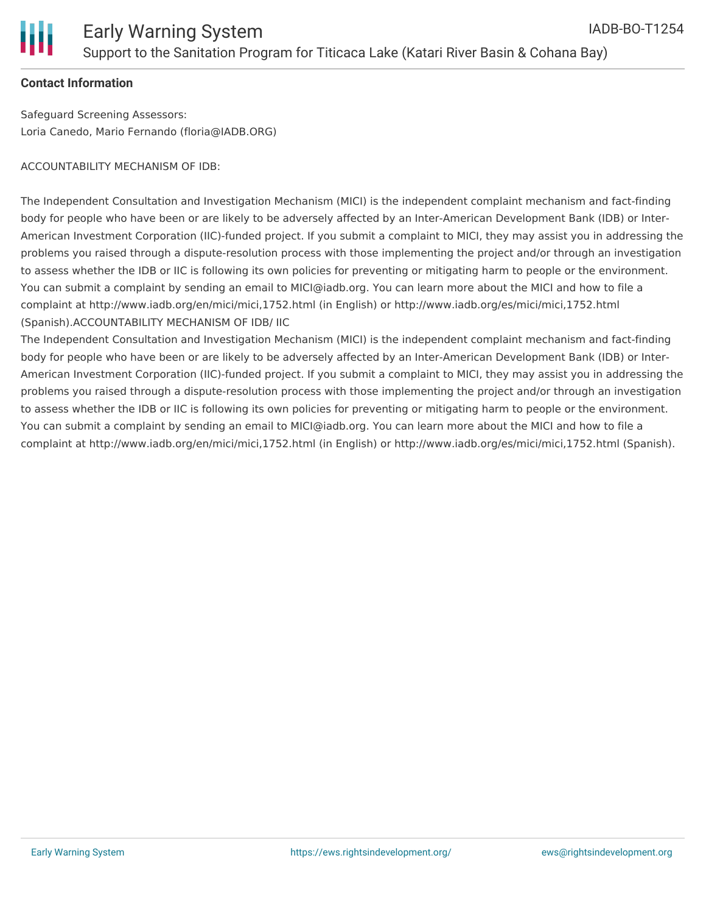**Contact Information**

Safeguard Screening Assessors:
Loria Canedo, Mario Fernando (floria@IADB.ORG)

ACCOUNTABILITY MECHANISM OF IDB:

The Independent Consultation and Investigation Mechanism (MICI) is the independent complaint mechanism and fact-finding body for people who have been or are likely to be adversely affected by an Inter-American Development Bank (IDB) or Inter-American Investment Corporation (IIC)-funded project. If you submit a complaint to MICI, they may assist you in addressing the problems you raised through a dispute-resolution process with those implementing the project and/or through an investigation to assess whether the IDB or IIC is following its own policies for preventing or mitigating harm to people or the environment. You can submit a complaint by sending an email to MICI@iadb.org. You can learn more about the MICI and how to file a complaint at http://www.iadb.org/en/mici/mici,1752.html (in English) or http://www.iadb.org/es/mici/mici,1752.html (Spanish).ACCOUNTABILITY MECHANISM OF IDB/ IIC

The Independent Consultation and Investigation Mechanism (MICI) is the independent complaint mechanism and fact-finding body for people who have been or are likely to be adversely affected by an Inter-American Development Bank (IDB) or Inter-American Investment Corporation (IIC)-funded project. If you submit a complaint to MICI, they may assist you in addressing the problems you raised through a dispute-resolution process with those implementing the project and/or through an investigation to assess whether the IDB or IIC is following its own policies for preventing or mitigating harm to people or the environment. You can submit a complaint by sending an email to MICI@iadb.org. You can learn more about the MICI and how to file a complaint at http://www.iadb.org/en/mici/mici,1752.html (in English) or http://www.iadb.org/es/mici/mici,1752.html (Spanish).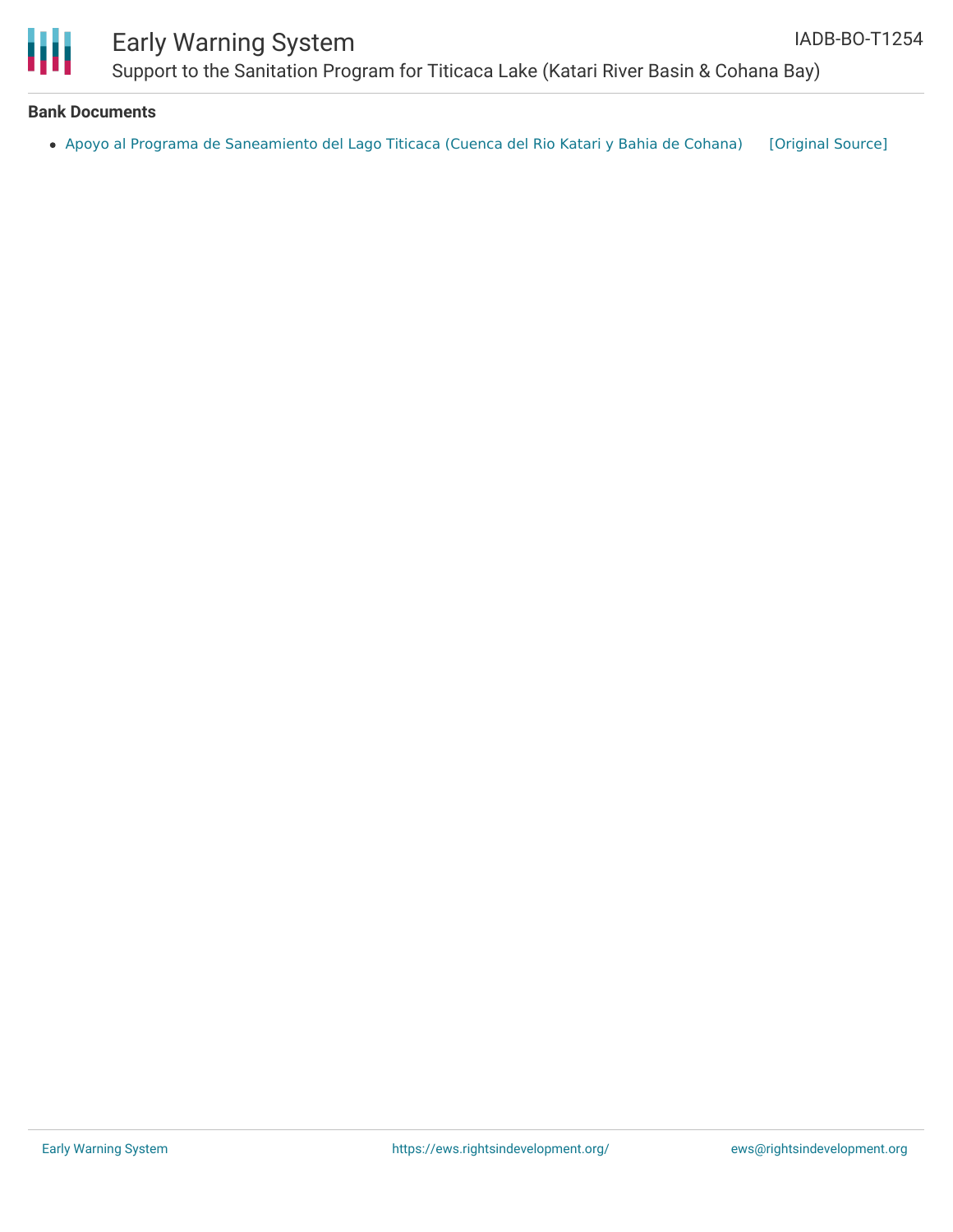## Bank Documents

- Apoyo al Programa de Saneamiento del Lago Titicaca (Cuenca del Rio Katari y Bahia de Cohana) [Original Source]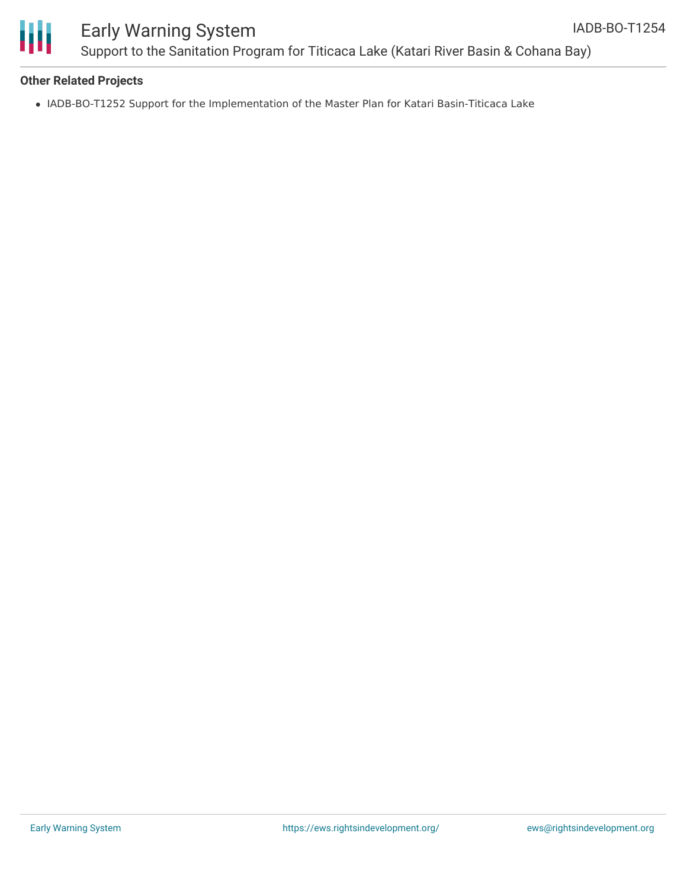**Other Related Projects**

- IADB-BO-T1252 Support for the Implementation of the Master Plan for Katari Basin-Titicaca Lake